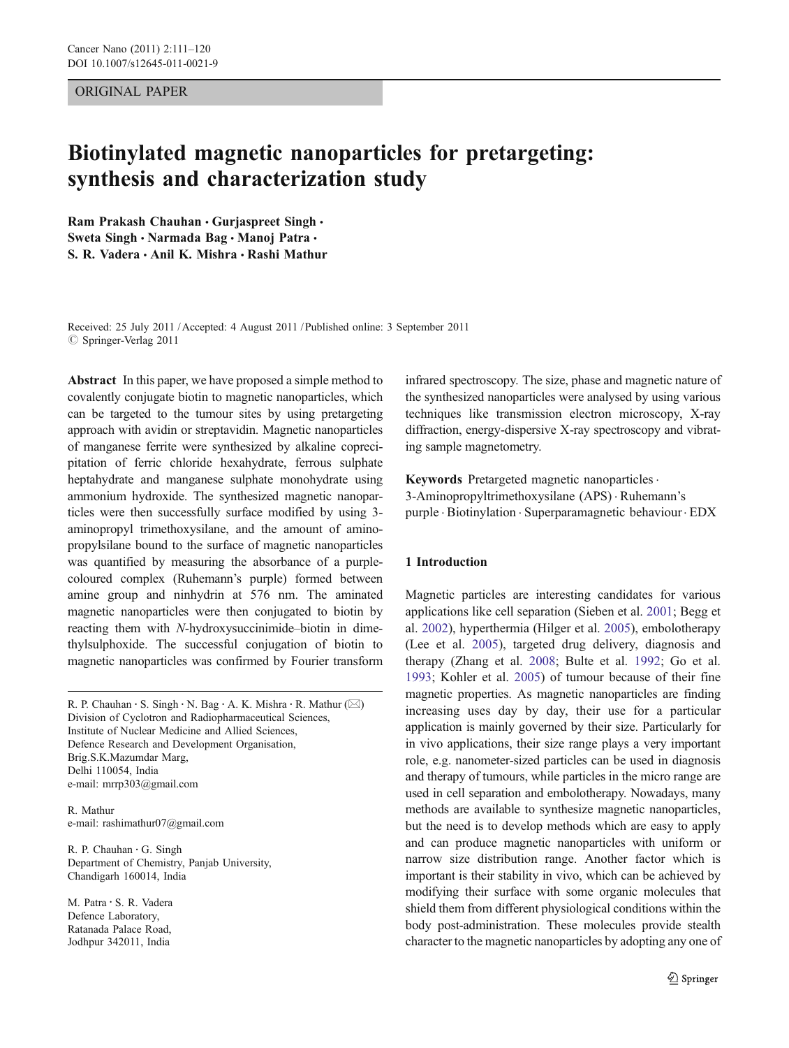ORIGINAL PAPER

# Biotinylated magnetic nanoparticles for pretargeting: synthesis and characterization study

**Ram Prakash Chauhan · Gurjaspreet Singh · Sweta Singh · Narmada Bag · Manoj Patra · S. R. Vadera · Anil K. Mishra · Rashi Mathur**

Received: 25 July 2011 / Accepted: 4 August 2011 / Published online: 3 September 2011
© Springer-Verlag 2011

**Abstract** In this paper, we have proposed a simple method to covalently conjugate biotin to magnetic nanoparticles, which can be targeted to the tumour sites by using pretargeting approach with avidin or streptavidin. Magnetic nanoparticles of manganese ferrite were synthesized by alkaline coprecipitation of ferric chloride hexahydrate, ferrous sulphate heptahydrate and manganese sulphate monohydrate using ammonium hydroxide. The synthesized magnetic nanoparticles were then successfully surface modified by using 3-aminopropyl trimethoxysilane, and the amount of aminopropylsilane bound to the surface of magnetic nanoparticles was quantified by measuring the absorbance of a purple-coloured complex (Ruhemann's purple) formed between amine group and ninhydrin at 576 nm. The aminated magnetic nanoparticles were then conjugated to biotin by reacting them with *N*-hydroxysuccinimide–biotin in dimethylsulphoxide. The successful conjugation of biotin to magnetic nanoparticles was confirmed by Fourier transform infrared spectroscopy. The size, phase and magnetic nature of the synthesized nanoparticles were analysed by using various techniques like transmission electron microscopy, X-ray diffraction, energy-dispersive X-ray spectroscopy and vibrating sample magnetometry.

**Keywords** Pretargeted magnetic nanoparticles · 3-Aminopropyltrimethoxysilane (APS) · Ruhemann's purple · Biotinylation · Superparamagnetic behaviour · EDX

R. P. Chauhan · S. Singh · N. Bag · A. K. Mishra · R. Mathur (✉)
Division of Cyclotron and Radiopharmaceutical Sciences,
Institute of Nuclear Medicine and Allied Sciences,
Defence Research and Development Organisation,
Brig.S.K.Mazumdar Marg,
Delhi 110054, India
e-mail: mrrp303@gmail.com

R. Mathur
e-mail: rashimathur07@gmail.com

R. P. Chauhan · G. Singh
Department of Chemistry, Panjab University,
Chandigarh 160014, India

M. Patra · S. R. Vadera
Defence Laboratory,
Ratanada Palace Road,
Jodhpur 342011, India

## 1 Introduction

Magnetic particles are interesting candidates for various applications like cell separation (Sieben et al. 2001; Begg et al. 2002), hyperthermia (Hilger et al. 2005), embolotherapy (Lee et al. 2005), targeted drug delivery, diagnosis and therapy (Zhang et al. 2008; Bulte et al. 1992; Go et al. 1993; Kohler et al. 2005) of tumour because of their fine magnetic properties. As magnetic nanoparticles are finding increasing uses day by day, their use for a particular application is mainly governed by their size. Particularly for in vivo applications, their size range plays a very important role, e.g. nanometer-sized particles can be used in diagnosis and therapy of tumours, while particles in the micro range are used in cell separation and embolotherapy. Nowadays, many methods are available to synthesize magnetic nanoparticles, but the need is to develop methods which are easy to apply and can produce magnetic nanoparticles with uniform or narrow size distribution range. Another factor which is important is their stability in vivo, which can be achieved by modifying their surface with some organic molecules that shield them from different physiological conditions within the body post-administration. These molecules provide stealth character to the magnetic nanoparticles by adopting any one of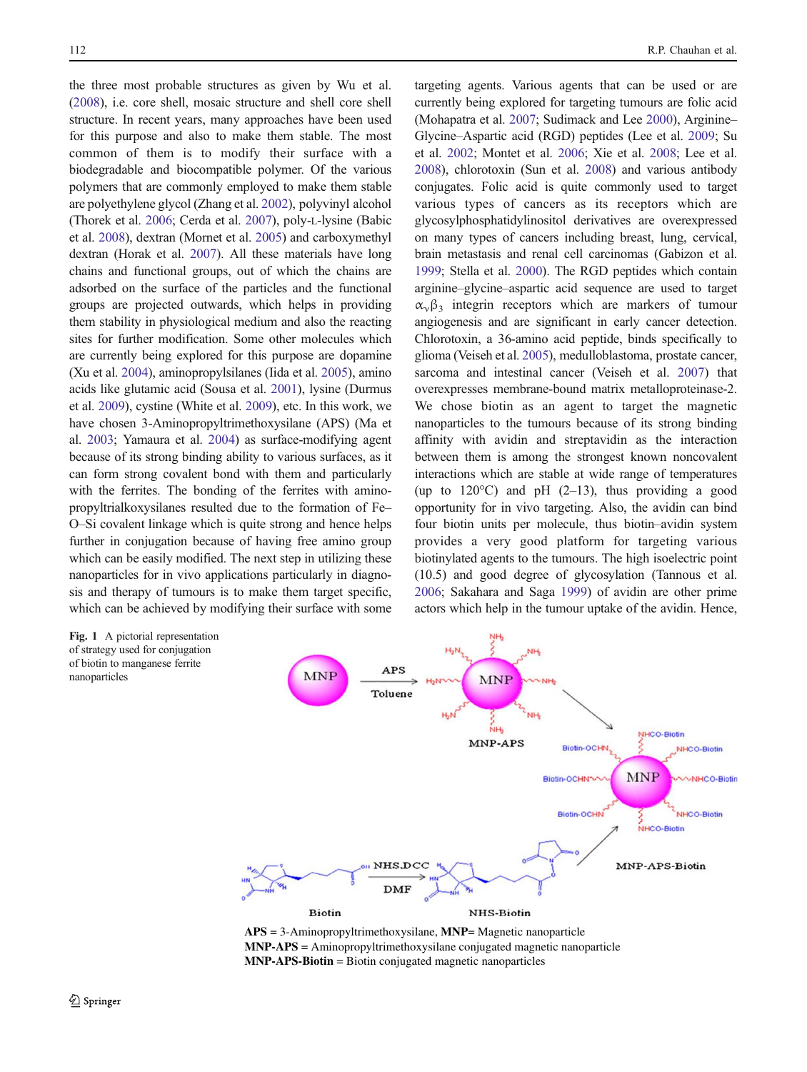the three most probable structures as given by Wu et al. (2008), i.e. core shell, mosaic structure and shell core shell structure. In recent years, many approaches have been used for this purpose and also to make them stable. The most common of them is to modify their surface with a biodegradable and biocompatible polymer. Of the various polymers that are commonly employed to make them stable are polyethylene glycol (Zhang et al. 2002), polyvinyl alcohol (Thorek et al. 2006; Cerda et al. 2007), poly-L-lysine (Babic et al. 2008), dextran (Mornet et al. 2005) and carboxymethyl dextran (Horak et al. 2007). All these materials have long chains and functional groups, out of which the chains are adsorbed on the surface of the particles and the functional groups are projected outwards, which helps in providing them stability in physiological medium and also the reacting sites for further modification. Some other molecules which are currently being explored for this purpose are dopamine (Xu et al. 2004), aminopropylsilanes (Iida et al. 2005), amino acids like glutamic acid (Sousa et al. 2001), lysine (Durmus et al. 2009), cystine (White et al. 2009), etc. In this work, we have chosen 3-Aminopropyltrimethoxysilaine (APS) (Ma et al. 2003; Yamaura et al. 2004) as surface-modifying agent because of its strong binding ability to various surfaces, as it can form strong covalent bond with them and particularly with the ferrites. The bonding of the ferrites with amino-propyltrialkoxysilanes resulted due to the formation of Fe–O–Si covalent linkage which is quite strong and hence helps further in conjugation because of having free amino group which can be easily modified. The next step in utilizing these nanoparticles for in vivo applications particularly in diagnosis and therapy of tumours is to make them target specific, which can be achieved by modifying their surface with some targeting agents. Various agents that can be used or are currently being explored for targeting tumours are folic acid (Mohapatra et al. 2007; Sudimack and Lee 2000), Arginine–Glycine–Aspartic acid (RGD) peptides (Lee et al. 2009; Su et al. 2002; Montet et al. 2006; Xie et al. 2008; Lee et al. 2008), chlorotoxin (Sun et al. 2008) and various antibody conjugates. Folic acid is quite commonly used to target various types of cancers as its receptors which are glycosylphosphatidylinositol derivatives are overexpressed on many types of cancers including breast, lung, cervical, brain metastasis and renal cell carcinomas (Gabizon et al. 1999; Stella et al. 2000). The RGD peptides which contain arginine–glycine–aspartic acid sequence are used to target $\alpha_v\beta_3$ integrin receptors which are markers of tumour angiogenesis and are significant in early cancer detection. Chlorotoxin, a 36-amino acid peptide, binds specifically to glioma (Veiseh et al. 2005), medulloblastoma, prostate cancer, sarcoma and intestinal cancer (Veiseh et al. 2007) that overexpresses membrane-bound matrix metalloproteinase-2. We chose biotin as an agent to target the magnetic nanoparticles to the tumours because of its strong binding affinity with avidin and streptavidin as the interaction between them is among the strongest known noncovalent interactions which are stable at wide range of temperatures (up to 120°C) and pH (2–13), thus providing a good opportunity for in vivo targeting. Also, the avidin can bind four biotin units per molecule, thus biotin–avidin system provides a very good platform for targeting various biotinylated agents to the tumours. The high isoelectric point (10.5) and good degree of glycosylation (Tannous et al. 2006; Sakahara and Saga 1999) of avidin are other prime actors which help in the tumour uptake of the avidin. Hence,

**Fig. 1** A pictorial representation of strategy used for conjugation of biotin to manganese ferrite nanoparticles

**APS** = 3-Aminopropyltrimethoxysilane, **MNP**= Magnetic nanoparticle
**MNP-APS** = Aminopropyltrimethoxysilane conjugated magnetic nanoparticle
**MNP-APS-Biotin** = Biotin conjugated magnetic nanoparticles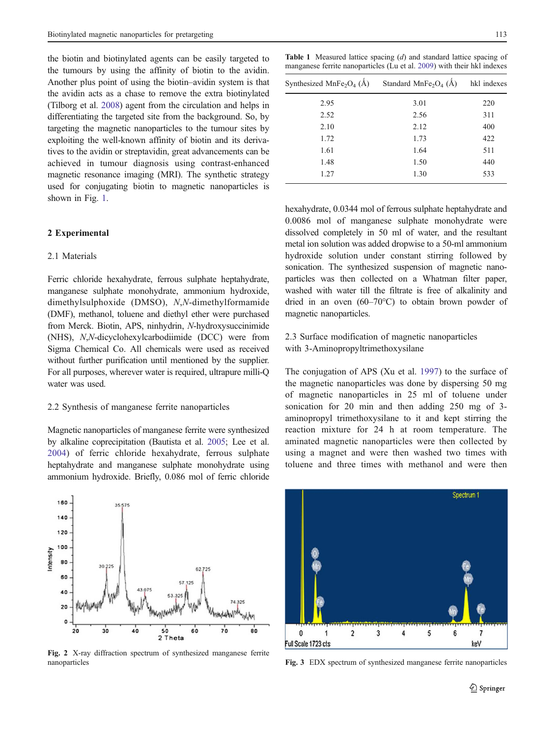the biotin and biotinylated agents can be easily targeted to the tumours by using the affinity of biotin to the avidin. Another plus point of using the biotin–avidin system is that the avidin acts as a chase to remove the extra biotinylated (Tilborg et al. 2008) agent from the circulation and helps in differentiating the targeted site from the background. So, by targeting the magnetic nanoparticles to the tumour sites by exploiting the well-known affinity of biotin and its derivatives to the avidin or streptavidin, great advancements can be achieved in tumour diagnosis using contrast-enhanced magnetic resonance imaging (MRI). The synthetic strategy used for conjugating biotin to magnetic nanoparticles is shown in Fig. 1.

## 2 Experimental

### 2.1 Materials

Ferric chloride hexahydrate, ferrous sulphate heptahydrate, manganese sulphate monohydrate, ammonium hydroxide, dimethylsulphoxide (DMSO), *N*,*N*-dimethylformamide (DMF), methanol, toluene and diethyl ether were purchased from Merck. Biotin, APS, ninhydrin, *N*-hydroxysuccinimide (NHS), *N*,*N*-dicyclohexylcarbodiimide (DCC) were from Sigma Chemical Co. All chemicals were used as received without further purification until mentioned by the supplier. For all purposes, wherever water is required, ultrapure milli-Q water was used.

### 2.2 Synthesis of manganese ferrite nanoparticles

Magnetic nanoparticles of manganese ferrite were synthesized by alkaline coprecipitation (Bautista et al. 2005; Lee et al. 2004) of ferric chloride hexahydrate, ferrous sulphate heptahydrate and manganese sulphate monohydrate using ammonium hydroxide. Briefly, 0.086 mol of ferric chloride hexahydrate, 0.0344 mol of ferrous sulphate heptahydrate and 0.0086 mol of manganese sulphate monohydrate were dissolved completely in 50 ml of water, and the resultant metal ion solution was added dropwise to a 50-ml ammonium hydroxide solution under constant stirring followed by sonication. The synthesized suspension of magnetic nanoparticles was then collected on a Whatman filter paper, washed with water till the filtrate is free of alkalinity and dried in an oven (60–70°C) to obtain brown powder of magnetic nanoparticles.

**Table 1** Measured lattice spacing (*d*) and standard lattice spacing of manganese ferrite nanoparticles (Lu et al. 2009) with their hkl indexes

| Synthesized $MnFe_2O_4$ (Å) | Standard $MnFe_2O_4$ (Å) | hkl indexes |
|---|---|---|
| 2.95 | 3.01 | 220 |
| 2.52 | 2.56 | 311 |
| 2.10 | 2.12 | 400 |
| 1.72 | 1.73 | 422 |
| 1.61 | 1.64 | 511 |
| 1.48 | 1.50 | 440 |
| 1.27 | 1.30 | 533 |

### 2.3 Surface modification of magnetic nanoparticles with 3-Aminopropyltrimethoxysilane

The conjugation of APS (Xu et al. 1997) to the surface of the magnetic nanoparticles was done by dispersing 50 mg of magnetic nanoparticles in 25 ml of toluene under sonication for 20 min and then adding 250 mg of 3-aminopropyl trimethoxysilane to it and kept stirring the reaction mixture for 24 h at room temperature. The aminated magnetic nanoparticles were then collected by using a magnet and were then washed two times with toluene and three times with methanol and were then

**Fig. 2** X-ray diffraction spectrum of synthesized manganese ferrite nanoparticles

**Fig. 3** EDX spectrum of synthesized manganese ferrite nanoparticles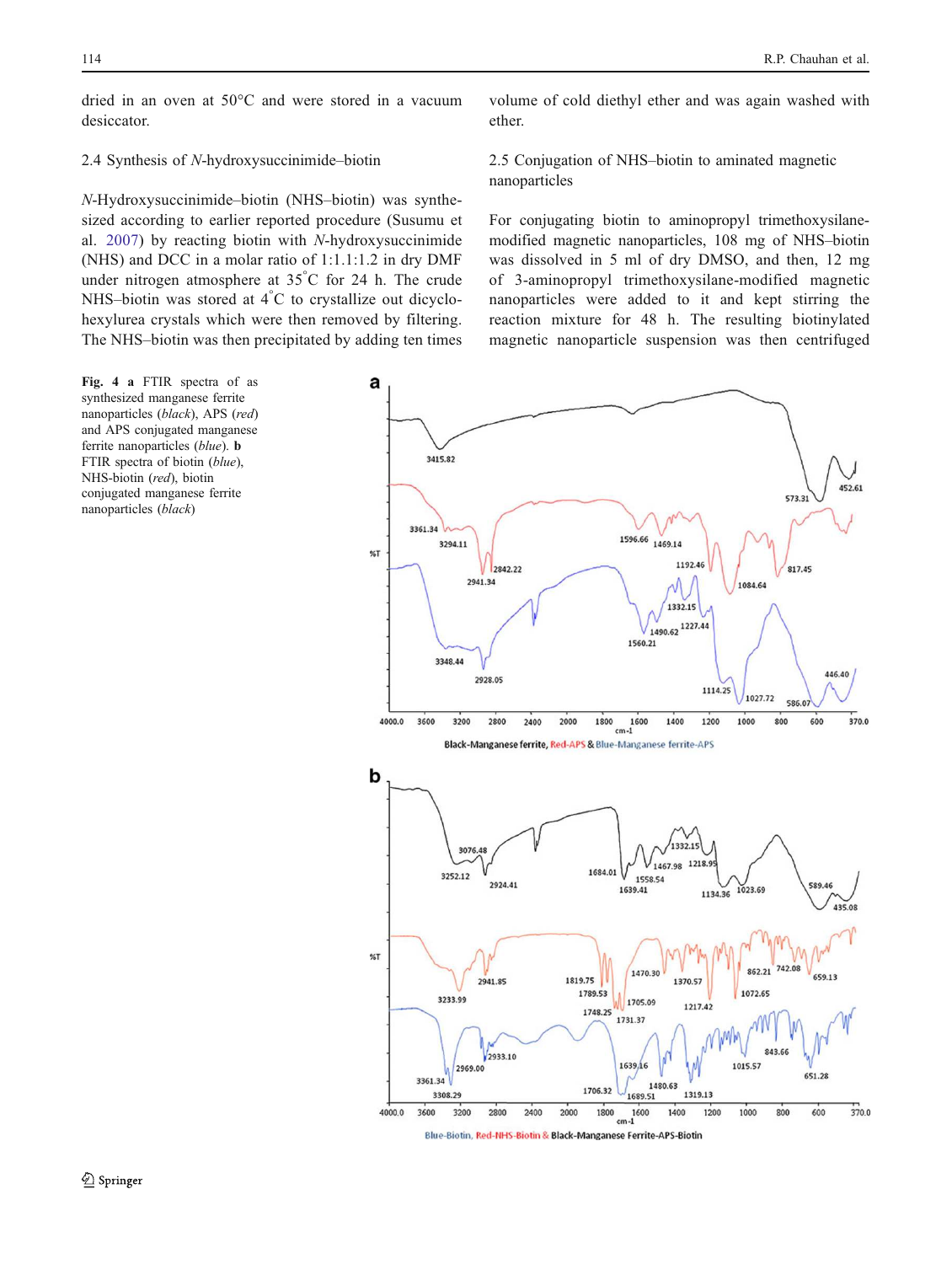dried in an oven at 50°C and were stored in a vacuum desiccator.

2.4 Synthesis of *N*-hydroxysuccinimide–biotin

*N*-Hydroxysuccinimide–biotin (NHS–biotin) was synthesized according to earlier reported procedure (Susumu et al. 2007) by reacting biotin with *N*-hydroxysuccinimide (NHS) and DCC in a molar ratio of 1:1.1:1.2 in dry DMF under nitrogen atmosphere at 35°C for 24 h. The crude NHS–biotin was stored at 4°C to crystallize out dicyclohexylurea crystals which were then removed by filtering. The NHS–biotin was then precipitated by adding ten times volume of cold diethyl ether and was again washed with ether.

2.5 Conjugation of NHS–biotin to aminated magnetic nanoparticles

For conjugating biotin to aminopropyl trimethoxysilane-modified magnetic nanoparticles, 108 mg of NHS–biotin was dissolved in 5 ml of dry DMSO, and then, 12 mg of 3-aminopropyl trimethoxysilane-modified magnetic nanoparticles were added to it and kept stirring the reaction mixture for 48 h. The resulting biotinylated magnetic nanoparticle suspension was then centrifuged

**Fig. 4** **a** FTIR spectra of as synthesized manganese ferrite nanoparticles (*black*), APS (*red*) and APS conjugated manganese ferrite nanoparticles (*blue*). **b** FTIR spectra of biotin (*blue*), NHS-biotin (*red*), biotin conjugated manganese ferrite nanoparticles (*black*)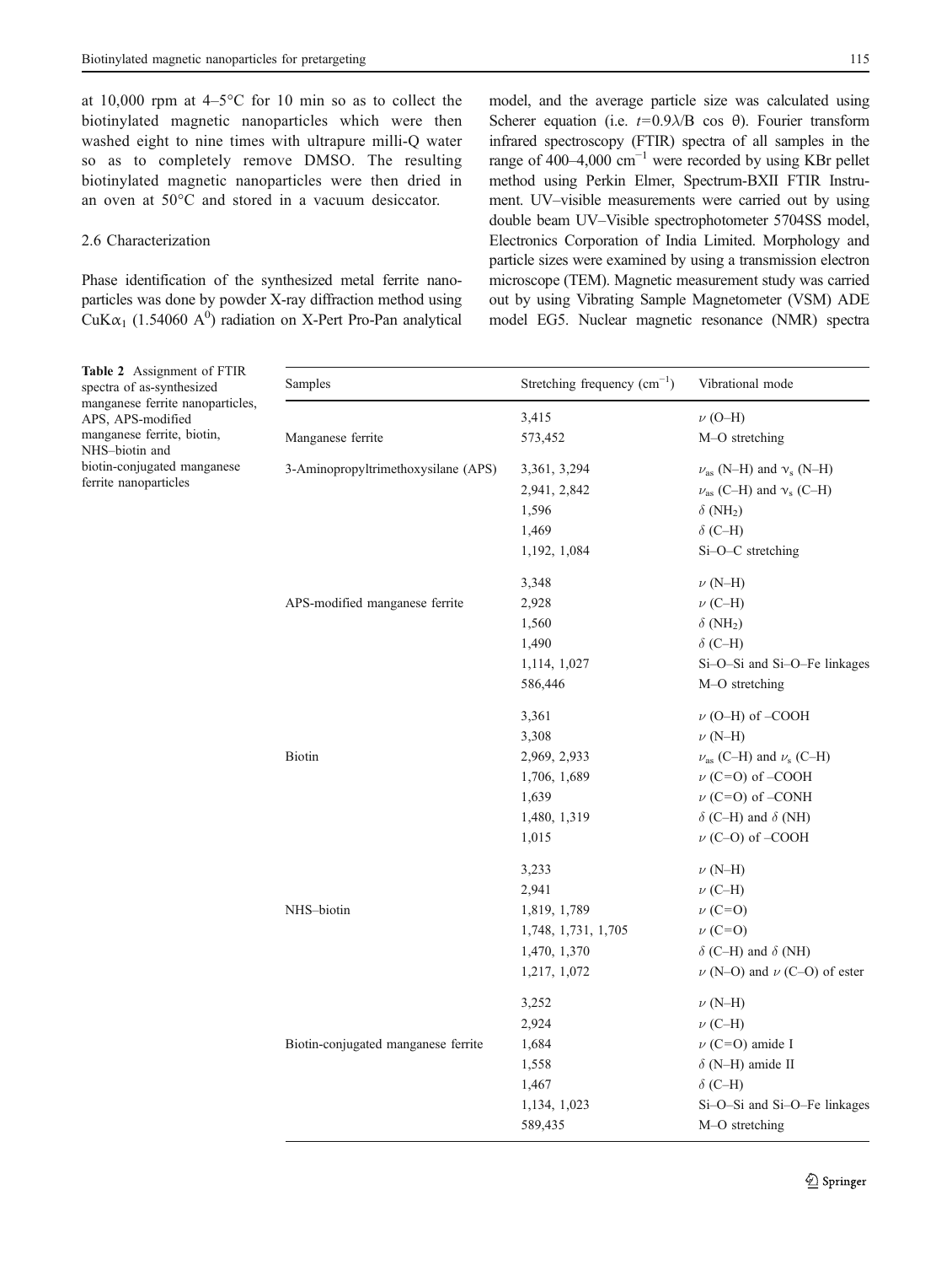at 10,000 rpm at 4–5°C for 10 min so as to collect the biotinylated magnetic nanoparticles which were then washed eight to nine times with ultrapure milli-Q water so as to completely remove DMSO. The resulting biotinylated magnetic nanoparticles were then dried in an oven at 50°C and stored in a vacuum desiccator.

### 2.6 Characterization

Phase identification of the synthesized metal ferrite nanoparticles was done by powder X-ray diffraction method using $CuK\alpha_1$ (1.54060 $A^0$) radiation on X-Pert Pro-Pan analytical model, and the average particle size was calculated using Scherer equation (i.e. $t = 0.9\lambda/B \cos\theta$). Fourier transform infrared spectroscopy (FTIR) spectra of all samples in the range of 400–4,000 $cm^{-1}$ were recorded by using KBr pellet method using Perkin Elmer, Spectrum-BXII FTIR Instrument. UV–visible measurements were carried out by using double beam UV–Visible spectrophotometer 5704SS model, Electronics Corporation of India Limited. Morphology and particle sizes were examined by using a transmission electron microscope (TEM). Magnetic measurement study was carried out by using Vibrating Sample Magnetometer (VSM) ADE model EG5. Nuclear magnetic resonance (NMR) spectra

**Table 2** Assignment of FTIR spectra of as-synthesized manganese ferrite nanoparticles, APS, APS-modified manganese ferrite, biotin, NHS–biotin and biotin-conjugated manganese ferrite nanoparticles

| Samples | Stretching frequency ($cm^{-1}$) | Vibrational mode |
|---|---|---|
| | 3,415 | $\nu$ (O–H) |
| Manganese ferrite | 573,452 | M–O stretching |
| 3-Aminopropyltrimethoxysilane (APS) | 3,361, 3,294 | $\nu_{as}$ (N–H) and $\nu_s$ (N–H) |
| | 2,941, 2,842 | $\nu_{as}$ (C–H) and $\nu_s$ (C–H) |
| | 1,596 | $\delta$ ($NH_2$) |
| | 1,469 | $\delta$ (C–H) |
| | 1,192, 1,084 | Si–O–C stretching |
| | 3,348 | $\nu$ (N–H) |
| APS-modified manganese ferrite | 2,928 | $\nu$ (C–H) |
| | 1,560 | $\delta$ ($NH_2$) |
| | 1,490 | $\delta$ (C–H) |
| | 1,114, 1,027 | Si–O–Si and Si–O–Fe linkages |
| | 586,446 | M–O stretching |
| | 3,361 | $\nu$ (O–H) of –COOH |
| | 3,308 | $\nu$ (N–H) |
| Biotin | 2,969, 2,933 | $\nu_{as}$ (C–H) and $\nu_s$ (C–H) |
| | 1,706, 1,689 | $\nu$ (C=O) of –COOH |
| | 1,639 | $\nu$ (C=O) of –CONH |
| | 1,480, 1,319 | $\delta$ (C–H) and $\delta$ (NH) |
| | 1,015 | $\nu$ (C–O) of –COOH |
| | 3,233 | $\nu$ (N–H) |
| | 2,941 | $\nu$ (C–H) |
| NHS–biotin | 1,819, 1,789 | $\nu$ (C=O) |
| | 1,748, 1,731, 1,705 | $\nu$ (C=O) |
| | 1,470, 1,370 | $\delta$ (C–H) and $\delta$ (NH) |
| | 1,217, 1,072 | $\nu$ (N–O) and $\nu$ (C–O) of ester |
| | 3,252 | $\nu$ (N–H) |
| | 2,924 | $\nu$ (C–H) |
| Biotin-conjugated manganese ferrite | 1,684 | $\nu$ (C=O) amide I |
| | 1,558 | $\delta$ (N–H) amide II |
| | 1,467 | $\delta$ (C–H) |
| | 1,134, 1,023 | Si–O–Si and Si–O–Fe linkages |
| | 589,435 | M–O stretching |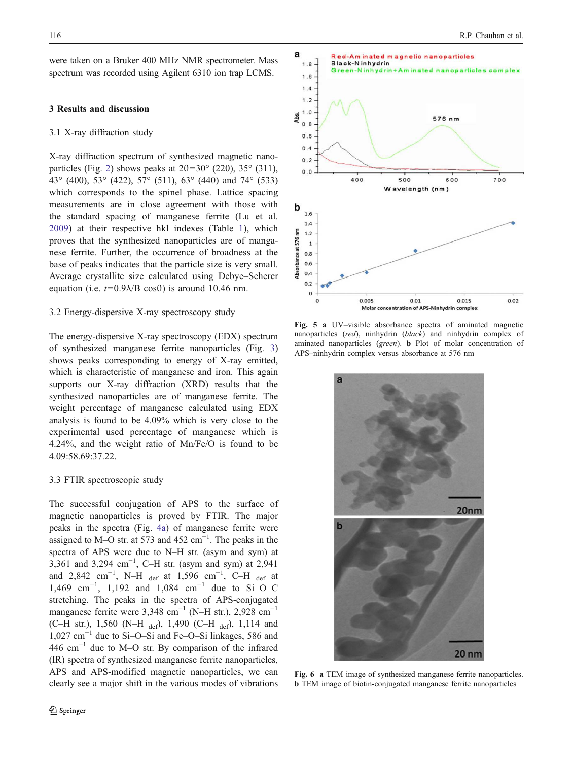were taken on a Bruker 400 MHz NMR spectrometer. Mass spectrum was recorded using Agilent 6310 ion trap LCMS.

## 3 Results and discussion

### 3.1 X-ray diffraction study

X-ray diffraction spectrum of synthesized magnetic nanoparticles (Fig. 2) shows peaks at $2\theta=30°$ (220), 35° (311), 43° (400), 53° (422), 57° (511), 63° (440) and 74° (533) which corresponds to the spinel phase. Lattice spacing measurements are in close agreement with those with the standard spacing of manganese ferrite (Lu et al. 2009) at their respective hkl indexes (Table 1), which proves that the synthesized nanoparticles are of manganese ferrite. Further, the occurrence of broadness at the base of peaks indicates that the particle size is very small. Average crystallite size calculated using Debye–Scherer equation (i.e. $t=0.9\lambda/B\cos\theta$) is around 10.46 nm.

### 3.2 Energy-dispersive X-ray spectroscopy study

The energy-dispersive X-ray spectroscopy (EDX) spectrum of synthesized manganese ferrite nanoparticles (Fig. 3) shows peaks corresponding to energy of X-ray emitted, which is characteristic of manganese and iron. This again supports our X-ray diffraction (XRD) results that the synthesized nanoparticles are of manganese ferrite. The weight percentage of manganese calculated using EDX analysis is found to be 4.09% which is very close to the experimental used percentage of manganese which is 4.24%, and the weight ratio of Mn/Fe/O is found to be 4.09:58.69:37.22.

### 3.3 FTIR spectroscopic study

The successful conjugation of APS to the surface of magnetic nanoparticles is proved by FTIR. The major peaks in the spectra (Fig. 4a) of manganese ferrite were assigned to M–O str. at 573 and 452 $cm^{-1}$. The peaks in the spectra of APS were due to N–H str. (asym and sym) at 3,361 and 3,294 $cm^{-1}$, C–H str. (asym and sym) at 2,941 and 2,842 $cm^{-1}$, N–H $_{def}$ at 1,596 $cm^{-1}$, C–H $_{def}$ at 1,469 $cm^{-1}$, 1,192 and 1,084 $cm^{-1}$ due to Si–O–C stretching. The peaks in the spectra of APS-conjugated manganese ferrite were 3,348 $cm^{-1}$ (N–H str.), 2,928 $cm^{-1}$ (C–H str.), 1,560 (N–H $_{def}$), 1,490 (C–H $_{def}$), 1,114 and 1,027 $cm^{-1}$ due to Si–O–Si and Fe–O–Si linkages, 586 and 446 $cm^{-1}$ due to M–O str. By comparison of the infrared (IR) spectra of synthesized manganese ferrite nanoparticles, APS and APS-modified magnetic nanoparticles, we can clearly see a major shift in the various modes of vibrations

**Fig. 5** **a** UV–visible absorbance spectra of aminated magnetic nanoparticles (*red*), ninhydrin (*black*) and ninhydrin complex of aminated nanoparticles (*green*). **b** Plot of molar concentration of APS–ninhydrin complex versus absorbance at 576 nm

**Fig. 6** **a** TEM image of synthesized manganese ferrite nanoparticles. **b** TEM image of biotin-conjugated manganese ferrite nanoparticles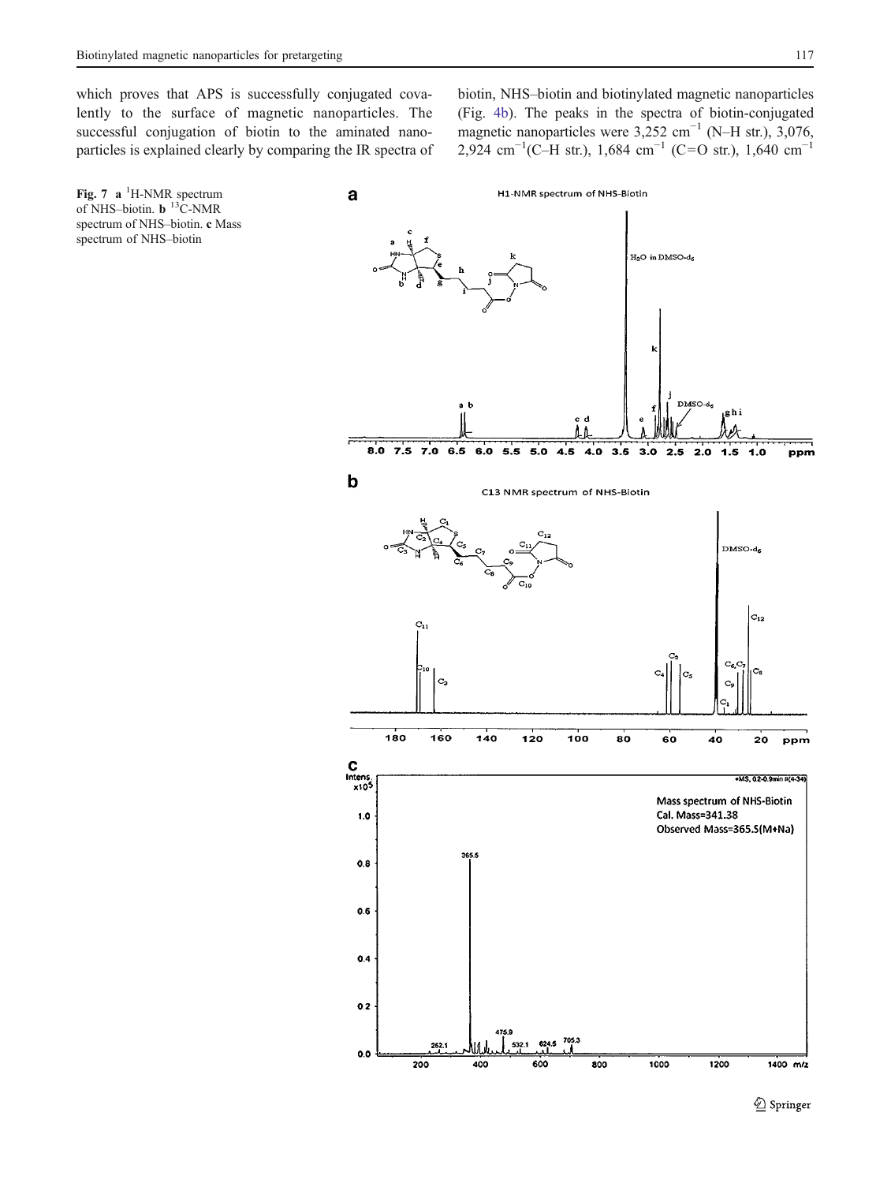which proves that APS is successfully conjugated covalently to the surface of magnetic nanoparticles. The successful conjugation of biotin to the aminated nanoparticles is explained clearly by comparing the IR spectra of biotin, NHS–biotin and biotinylated magnetic nanoparticles (Fig. 4b). The peaks in the spectra of biotin-conjugated magnetic nanoparticles were 3,252 $cm^{-1}$ (N–H str.), 3,076, 2,924 $cm^{-1}$(C–H str.), 1,684 $cm^{-1}$ (C=O str.), 1,640 $cm^{-1}$

**Fig. 7** **a** $^{1}$H-NMR spectrum of NHS–biotin. **b** $^{13}$C-NMR spectrum of NHS–biotin. **c** Mass spectrum of NHS–biotin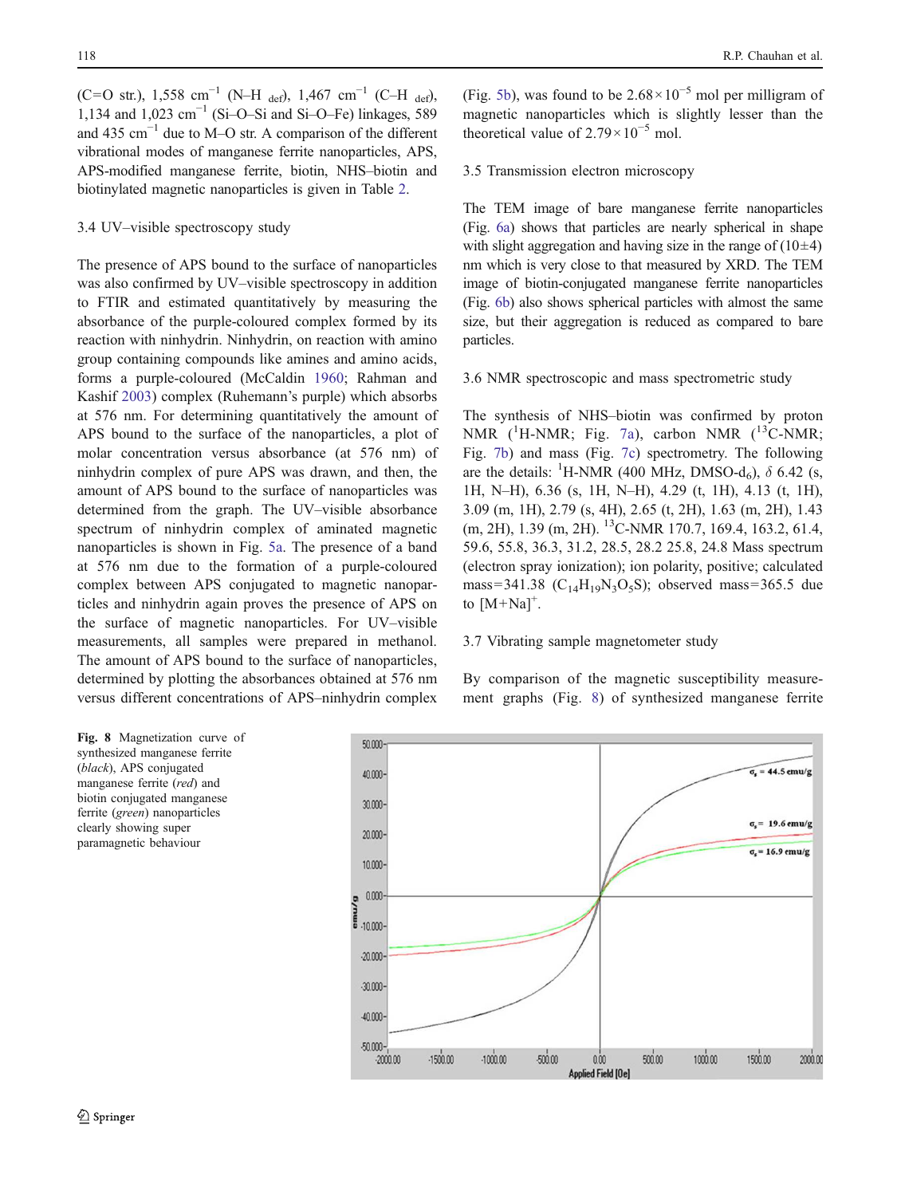(C=O str.), 1,558 cm$^{-1}$ (N–H $_{def}$), 1,467 cm$^{-1}$ (C–H $_{def}$), 1,134 and 1,023 cm$^{-1}$ (Si–O–Si and Si–O–Fe) linkages, 589 and 435 cm$^{-1}$ due to M–O str. A comparison of the different vibrational modes of manganese ferrite nanoparticles, APS, APS-modified manganese ferrite, biotin, NHS–biotin and biotinylated magnetic nanoparticles is given in Table 2.

### 3.4 UV–visible spectroscopy study

The presence of APS bound to the surface of nanoparticles was also confirmed by UV–visible spectroscopy in addition to FTIR and estimated quantitatively by measuring the absorbance of the purple-coloured complex formed by its reaction with ninhydrin. Ninhydrin, on reaction with amino group containing compounds like amines and amino acids, forms a purple-coloured (McCaldin 1960; Rahman and Kashif 2003) complex (Ruhemann's purple) which absorbs at 576 nm. For determining quantitatively the amount of APS bound to the surface of the nanoparticles, a plot of molar concentration versus absorbance (at 576 nm) of ninhydrin complex of pure APS was drawn, and then, the amount of APS bound to the surface of nanoparticles was determined from the graph. The UV–visible absorbance spectrum of ninhydrin complex of aminated magnetic nanoparticles is shown in Fig. 5a. The presence of a band at 576 nm due to the formation of a purple-coloured complex between APS conjugated to magnetic nanoparticles and ninhydrin again proves the presence of APS on the surface of magnetic nanoparticles. For UV–visible measurements, all samples were prepared in methanol. The amount of APS bound to the surface of nanoparticles, determined by plotting the absorbances obtained at 576 nm versus different concentrations of APS–ninhydrin complex (Fig. 5b), was found to be $2.68\times10^{-5}$ mol per milligram of magnetic nanoparticles which is slightly lesser than the theoretical value of $2.79\times10^{-5}$ mol.

### 3.5 Transmission electron microscopy

The TEM image of bare manganese ferrite nanoparticles (Fig. 6a) shows that particles are nearly spherical in shape with slight aggregation and having size in the range of (10±4) nm which is very close to that measured by XRD. The TEM image of biotin-conjugated manganese ferrite nanoparticles (Fig. 6b) also shows spherical particles with almost the same size, but their aggregation is reduced as compared to bare particles.

### 3.6 NMR spectroscopic and mass spectrometric study

The synthesis of NHS–biotin was confirmed by proton NMR ($^{1}$H-NMR; Fig. 7a), carbon NMR ($^{13}$C-NMR; Fig. 7b) and mass (Fig. 7c) spectrometry. The following are the details: $^{1}$H-NMR (400 MHz, DMSO-d$_6$), $\delta$ 6.42 (s, 1H, N–H), 6.36 (s, 1H, N–H), 4.29 (t, 1H), 4.13 (t, 1H), 3.09 (m, 1H), 2.79 (s, 4H), 2.65 (t, 2H), 1.63 (m, 2H), 1.43 (m, 2H), 1.39 (m, 2H). $^{13}$C-NMR 170.7, 169.4, 163.2, 61.4, 59.6, 55.8, 36.3, 31.2, 28.5, 28.2 25.8, 24.8 Mass spectrum (electron spray ionization); ion polarity, positive; calculated mass=341.38 ($C_{14}H_{19}N_3O_5S$); observed mass=365.5 due to $[M+Na]^+$.

### 3.7 Vibrating sample magnetometer study

By comparison of the magnetic susceptibility measurement graphs (Fig. 8) of synthesized manganese ferrite

**Fig. 8** Magnetization curve of synthesized manganese ferrite (*black*), APS conjugated manganese ferrite (*red*) and biotin conjugated manganese ferrite (*green*) nanoparticles clearly showing super paramagnetic behaviour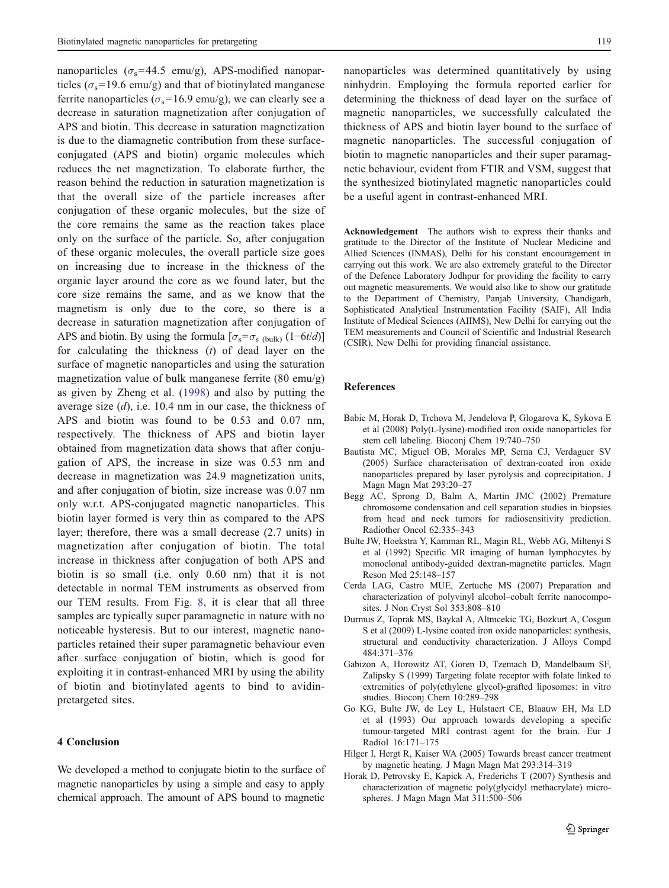nanoparticles ($\sigma_s$=44.5 emu/g), APS-modified nanoparticles ($\sigma_s$=19.6 emu/g) and that of biotinylated manganese ferrite nanoparticles ($\sigma_s$=16.9 emu/g), we can clearly see a decrease in saturation magnetization after conjugation of APS and biotin. This decrease in saturation magnetization is due to the diamagnetic contribution from these surface-conjugated (APS and biotin) organic molecules which reduces the net magnetization. To elaborate further, the reason behind the reduction in saturation magnetization is that the overall size of the particle increases after conjugation of these organic molecules, but the size of the core remains the same as the reaction takes place only on the surface of the particle. So, after conjugation of these organic molecules, the overall particle size goes on increasing due to increase in the thickness of the organic layer around the core as we found later, but the core size remains the same, and as we know that the magnetism is only due to the core, so there is a decrease in saturation magnetization after conjugation of APS and biotin. By using the formula [$\sigma_s=\sigma_{s\ (bulk)}\ (1-6t/d)$] for calculating the thickness ($t$) of dead layer on the surface of magnetic nanoparticles and using the saturation magnetization value of bulk manganese ferrite (80 emu/g) as given by Zheng et al. (1998) and also by putting the average size ($d$), i.e. 10.4 nm in our case, the thickness of APS and biotin was found to be 0.53 and 0.07 nm, respectively. The thickness of APS and biotin layer obtained from magnetization data shows that after conjugation of APS, the increase in size was 0.53 nm and decrease in magnetization was 24.9 magnetization units, and after conjugation of biotin, size increase was 0.07 nm only w.r.t. APS-conjugated magnetic nanoparticles. This biotin layer formed is very thin as compared to the APS layer; therefore, there was a small decrease (2.7 units) in magnetization after conjugation of biotin. The total increase in thickness after conjugation of both APS and biotin is so small (i.e. only 0.60 nm) that it is not detectable in normal TEM instruments as observed from our TEM results. From Fig. 8, it is clear that all three samples are typically super paramagnetic in nature with no noticeable hysteresis. But to our interest, magnetic nanoparticles retained their super paramagnetic behaviour even after surface conjugation of biotin, which is good for exploiting it in contrast-enhanced MRI by using the ability of biotin and biotinylated agents to bind to avidin-pretargeted sites.

## 4 Conclusion

We developed a method to conjugate biotin to the surface of magnetic nanoparticles by using a simple and easy to apply chemical approach. The amount of APS bound to magnetic nanoparticles was determined quantitatively by using ninhydrin. Employing the formula reported earlier for determining the thickness of dead layer on the surface of magnetic nanoparticles, we successfully calculated the thickness of APS and biotin layer bound to the surface of magnetic nanoparticles. The successful conjugation of biotin to magnetic nanoparticles and their super paramagnetic behaviour, evident from FTIR and VSM, suggest that the synthesized biotinylated magnetic nanoparticles could be a useful agent in contrast-enhanced MRI.

**Acknowledgement** The authors wish to express their thanks and gratitude to the Director of the Institute of Nuclear Medicine and Allied Sciences (INMAS), Delhi for his constant encouragement in carrying out this work. We are also extremely grateful to the Director of the Defence Laboratory Jodhpur for providing the facility to carry out magnetic measurements. We would also like to show our gratitude to the Department of Chemistry, Panjab University, Chandigarh, Sophisticated Analytical Instrumentation Facility (SAIF), All India Institute of Medical Sciences (AIIMS), New Delhi for carrying out the TEM measurements and Council of Scientific and Industrial Research (CSIR), New Delhi for providing financial assistance.

## References

Babic M, Horak D, Trchova M, Jendelova P, Glogarova K, Sykova E et al (2008) Poly(L-lysine)-modified iron oxide nanoparticles for stem cell labeling. Bioconj Chem 19:740–750

Bautista MC, Miguel OB, Morales MP, Serna CJ, Verdaguer SV (2005) Surface characterisation of dextran-coated iron oxide nanoparticles prepared by laser pyrolysis and coprecipitation. J Magn Magn Mat 293:20–27

Begg AC, Sprong D, Balm A, Martin JMC (2002) Premature chromosome condensation and cell separation studies in biopsies from head and neck tumors for radiosensitivity prediction. Radiother Oncol 62:335–343

Bulte JW, Hoekstra Y, Kamman RL, Magin RL, Webb AG, Miltenyi S et al (1992) Specific MR imaging of human lymphocytes by monoclonal antibody-guided dextran-magnetite particles. Magn Reson Med 25:148–157

Cerda LAG, Castro MUE, Zertuche MS (2007) Preparation and characterization of polyvinyl alcohol–cobalt ferrite nanocomposites. J Non Cryst Sol 353:808–810

Durmus Z, Toprak MS, Baykal A, Altmcekic TG, Bozkurt A, Cosgun S et al (2009) L-lysine coated iron oxide nanoparticles: synthesis, structural and conductivity characterization. J Alloys Compd 484:371–376

Gabizon A, Horowitz AT, Goren D, Tzemach D, Mandelbaum SF, Zalipsky S (1999) Targeting folate receptor with folate linked to extremities of poly(ethylene glycol)-grafted liposomes: in vitro studies. Bioconj Chem 10:289–298

Go KG, Bulte JW, de Ley L, Hulstaert CE, Blaauw EH, Ma LD et al (1993) Our approach towards developing a specific tumour-targeted MRI contrast agent for the brain. Eur J Radiol 16:171–175

Hilger I, Hergt R, Kaiser WA (2005) Towards breast cancer treatment by magnetic heating. J Magn Magn Mat 293:314–319

Horak D, Petrovsky E, Kapick A, Frederichs T (2007) Synthesis and characterization of magnetic poly(glycidyl methacrylate) microspheres. J Magn Magn Mat 311:500–506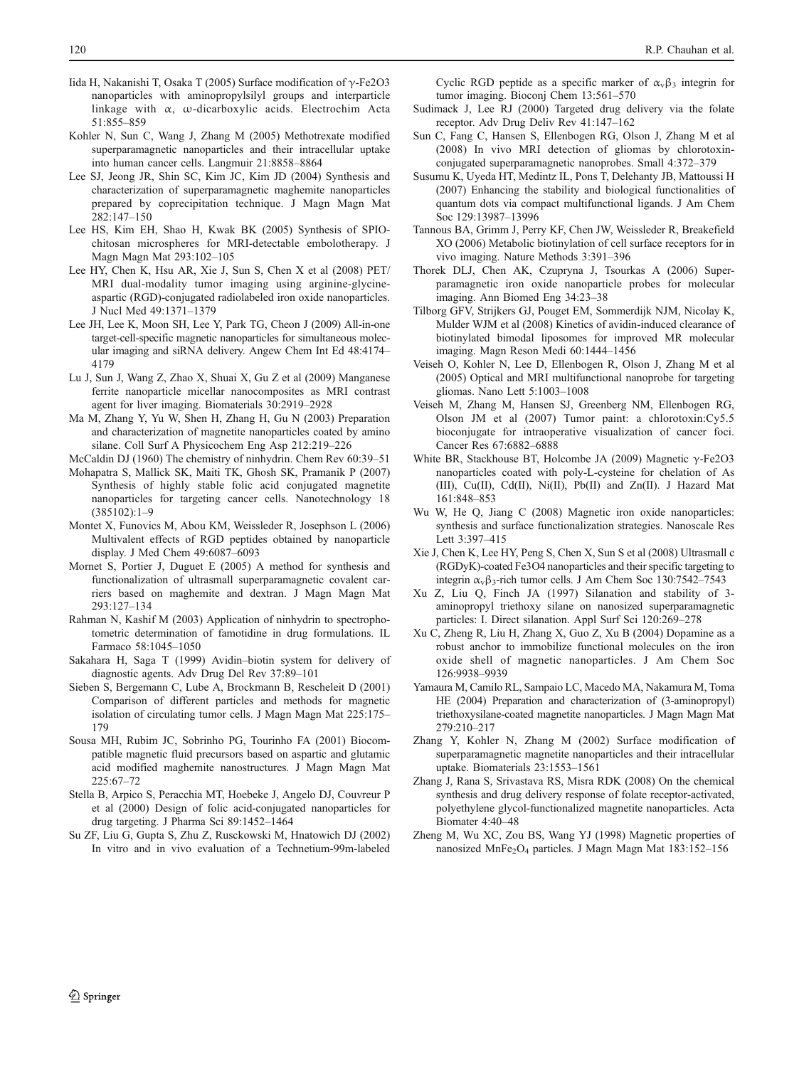Iida H, Nakanishi T, Osaka T (2005) Surface modification of γ-Fe2O3 nanoparticles with aminopropylsilyl groups and interparticle linkage with α, ω-dicarboxylic acids. Electrochim Acta 51:855–859

Kohler N, Sun C, Wang J, Zhang M (2005) Methotrexate modified superparamagnetic nanoparticles and their intracellular uptake into human cancer cells. Langmuir 21:8858–8864

Lee SJ, Jeong JR, Shin SC, Kim JC, Kim JD (2004) Synthesis and characterization of superparamagnetic maghemite nanoparticles prepared by coprecipitation technique. J Magn Magn Mat 282:147–150

Lee HS, Kim EH, Shao H, Kwak BK (2005) Synthesis of SPIO-chitosan microspheres for MRI-detectable embolotherapy. J Magn Magn Mat 293:102–105

Lee HY, Chen K, Hsu AR, Xie J, Sun S, Chen X et al (2008) PET/MRI dual-modality tumor imaging using arginine-glycine-aspartic (RGD)-conjugated radiolabeled iron oxide nanoparticles. J Nucl Med 49:1371–1379

Lee JH, Lee K, Moon SH, Lee Y, Park TG, Cheon J (2009) All-in-one target-cell-specific magnetic nanoparticles for simultaneous molecular imaging and siRNA delivery. Angew Chem Int Ed 48:4174–4179

Lu J, Sun J, Wang Z, Zhao X, Shuai X, Gu Z et al (2009) Manganese ferrite nanoparticle micellar nanocomposites as MRI contrast agent for liver imaging. Biomaterials 30:2919–2928

Ma M, Zhang Y, Yu W, Shen H, Zhang H, Gu N (2003) Preparation and characterization of magnetite nanoparticles coated by amino silane. Coll Surf A Physicochem Eng Asp 212:219–226

McCaldin DJ (1960) The chemistry of ninhydrin. Chem Rev 60:39–51

Mohapatra S, Mallick SK, Maiti TK, Ghosh SK, Pramanik P (2007) Synthesis of highly stable folic acid conjugated magnetite nanoparticles for targeting cancer cells. Nanotechnology 18 (385102):1–9

Montet X, Funovics M, Abou KM, Weissleder R, Josephson L (2006) Multivalent effects of RGD peptides obtained by nanoparticle display. J Med Chem 49:6087–6093

Mornet S, Portier J, Duguet E (2005) A method for synthesis and functionalization of ultrasmall superparamagnetic covalent carriers based on maghemite and dextran. J Magn Magn Mat 293:127–134

Rahman N, Kashif M (2003) Application of ninhydrin to spectrophotometric determination of famotidine in drug formulations. IL Farmaco 58:1045–1050

Sakahara H, Saga T (1999) Avidin–biotin system for delivery of diagnostic agents. Adv Drug Del Rev 37:89–101

Sieben S, Bergemann C, Lube A, Brockmann B, Rescheleit D (2001) Comparison of different particles and methods for magnetic isolation of circulating tumor cells. J Magn Magn Mat 225:175–179

Sousa MH, Rubim JC, Sobrinho PG, Tourinho FA (2001) Biocompatible magnetic fluid precursors based on aspartic and glutamic acid modified maghemite nanostructures. J Magn Magn Mat 225:67–72

Stella B, Arpico S, Peracchia MT, Hoebeke J, Angelo DJ, Couvreur P et al (2000) Design of folic acid-conjugated nanoparticles for drug targeting. J Pharma Sci 89:1452–1464

Su ZF, Liu G, Gupta S, Zhu Z, Rusckowski M, Hnatowich DJ (2002) In vitro and in vivo evaluation of a Technetium-99m-labeled Cyclic RGD peptide as a specific marker of $\alpha_v\beta_3$ integrin for tumor imaging. Bioconj Chem 13:561–570

Sudimack J, Lee RJ (2000) Targeted drug delivery via the folate receptor. Adv Drug Deliv Rev 41:147–162

Sun C, Fang C, Hansen S, Ellenbogen RG, Olson J, Zhang M et al (2008) In vivo MRI detection of gliomas by chlorotoxin-conjugated superparamagnetic nanoprobes. Small 4:372–379

Susumu K, Uyeda HT, Medintz IL, Pons T, Delehanty JB, Mattoussi H (2007) Enhancing the stability and biological functionalities of quantum dots via compact multifunctional ligands. J Am Chem Soc 129:13987–13996

Tannous BA, Grimm J, Perry KF, Chen JW, Weissleder R, Breakefield XO (2006) Metabolic biotinylation of cell surface receptors for in vivo imaging. Nature Methods 3:391–396

Thorek DLJ, Chen AK, Czupryna J, Tsourkas A (2006) Superparamagnetic iron oxide nanoparticle probes for molecular imaging. Ann Biomed Eng 34:23–38

Tilborg GFV, Strijkers GJ, Pouget EM, Sommerdijk NJM, Nicolay K, Mulder WJM et al (2008) Kinetics of avidin-induced clearance of biotinylated bimodal liposomes for improved MR molecular imaging. Magn Reson Medi 60:1444–1456

Veiseh O, Kohler N, Lee D, Ellenbogen R, Olson J, Zhang M et al (2005) Optical and MRI multifunctional nanoprobe for targeting gliomas. Nano Lett 5:1003–1008

Veiseh M, Zhang M, Hansen SJ, Greenberg NM, Ellenbogen RG, Olson JM et al (2007) Tumor paint: a chlorotoxin:Cy5.5 bioconjugate for intraoperative visualization of cancer foci. Cancer Res 67:6882–6888

White BR, Stackhouse BT, Holcombe JA (2009) Magnetic γ-Fe2O3 nanoparticles coated with poly-L-cysteine for chelation of As (III), Cu(II), Cd(II), Ni(II), Pb(II) and Zn(II). J Hazard Mat 161:848–853

Wu W, He Q, Jiang C (2008) Magnetic iron oxide nanoparticles: synthesis and surface functionalization strategies. Nanoscale Res Lett 3:397–415

Xie J, Chen K, Lee HY, Peng S, Chen X, Sun S et al (2008) Ultrasmall c (RGDyK)-coated Fe3O4 nanoparticles and their specific targeting to integrin $\alpha_v\beta_3$-rich tumor cells. J Am Chem Soc 130:7542–7543

Xu Z, Liu Q, Finch JA (1997) Silanation and stability of 3-aminopropyl triethoxy silane on nanosized superparamagnetic particles: I. Direct silanation. Appl Surf Sci 120:269–278

Xu C, Zheng R, Liu H, Zhang X, Guo Z, Xu B (2004) Dopamine as a robust anchor to immobilize functional molecules on the iron oxide shell of magnetic nanoparticles. J Am Chem Soc 126:9938–9939

Yamaura M, Camilo RL, Sampaio LC, Macedo MA, Nakamura M, Toma HE (2004) Preparation and characterization of (3-aminopropyl) triethoxysilane-coated magnetite nanoparticles. J Magn Magn Mat 279:210–217

Zhang Y, Kohler N, Zhang M (2002) Surface modification of superparamagnetic magnetite nanoparticles and their intracellular uptake. Biomaterials 23:1553–1561

Zhang J, Rana S, Srivastava RS, Misra RDK (2008) On the chemical synthesis and drug delivery response of folate receptor-activated, polyethylene glycol-functionalized magnetite nanoparticles. Acta Biomater 4:40–48

Zheng M, Wu XC, Zou BS, Wang YJ (1998) Magnetic properties of nanosized $MnFe_2O_4$ particles. J Magn Magn Mat 183:152–156